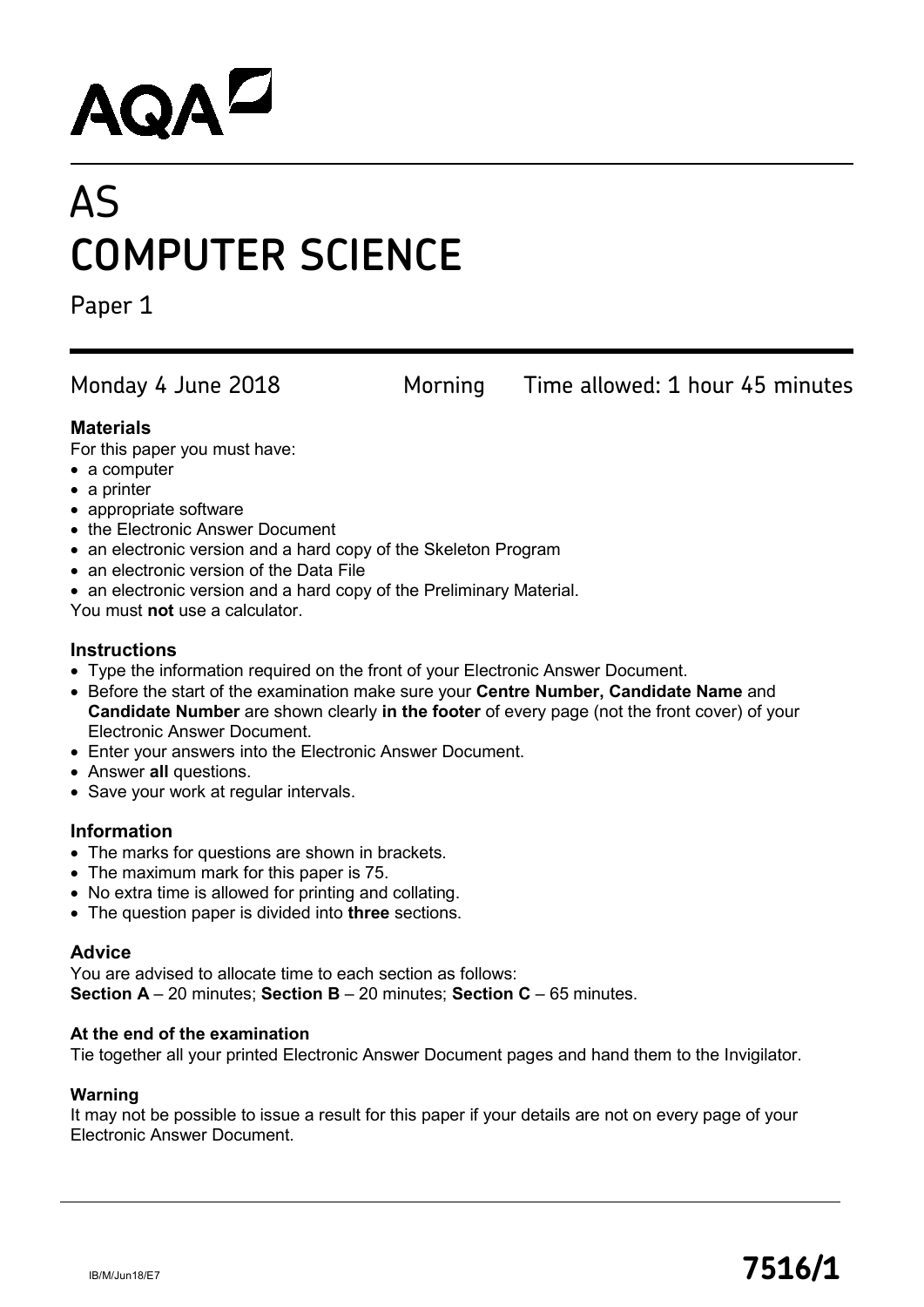AQA

# AS
# COMPUTER SCIENCE

Paper 1

Monday 4 June 2018 Morning Time allowed: 1 hour 45 minutes

**Materials**

For this paper you must have:

- a computer
- a printer
- appropriate software
- the Electronic Answer Document
- an electronic version and a hard copy of the Skeleton Program
- an electronic version of the Data File
- an electronic version and a hard copy of the Preliminary Material.

You must **not** use a calculator.

**Instructions**

- Type the information required on the front of your Electronic Answer Document.
- Before the start of the examination make sure your **Centre Number, Candidate Name** and **Candidate Number** are shown clearly **in the footer** of every page (not the front cover) of your Electronic Answer Document.
- Enter your answers into the Electronic Answer Document.
- Answer **all** questions.
- Save your work at regular intervals.

**Information**

- The marks for questions are shown in brackets.
- The maximum mark for this paper is 75.
- No extra time is allowed for printing and collating.
- The question paper is divided into **three** sections.

**Advice**

You are advised to allocate time to each section as follows:
**Section A** – 20 minutes; **Section B** – 20 minutes; **Section C** – 65 minutes.

**At the end of the examination**

Tie together all your printed Electronic Answer Document pages and hand them to the Invigilator.

**Warning**

It may not be possible to issue a result for this paper if your details are not on every page of your Electronic Answer Document.

IB/M/Jun18/E7

**7516/1**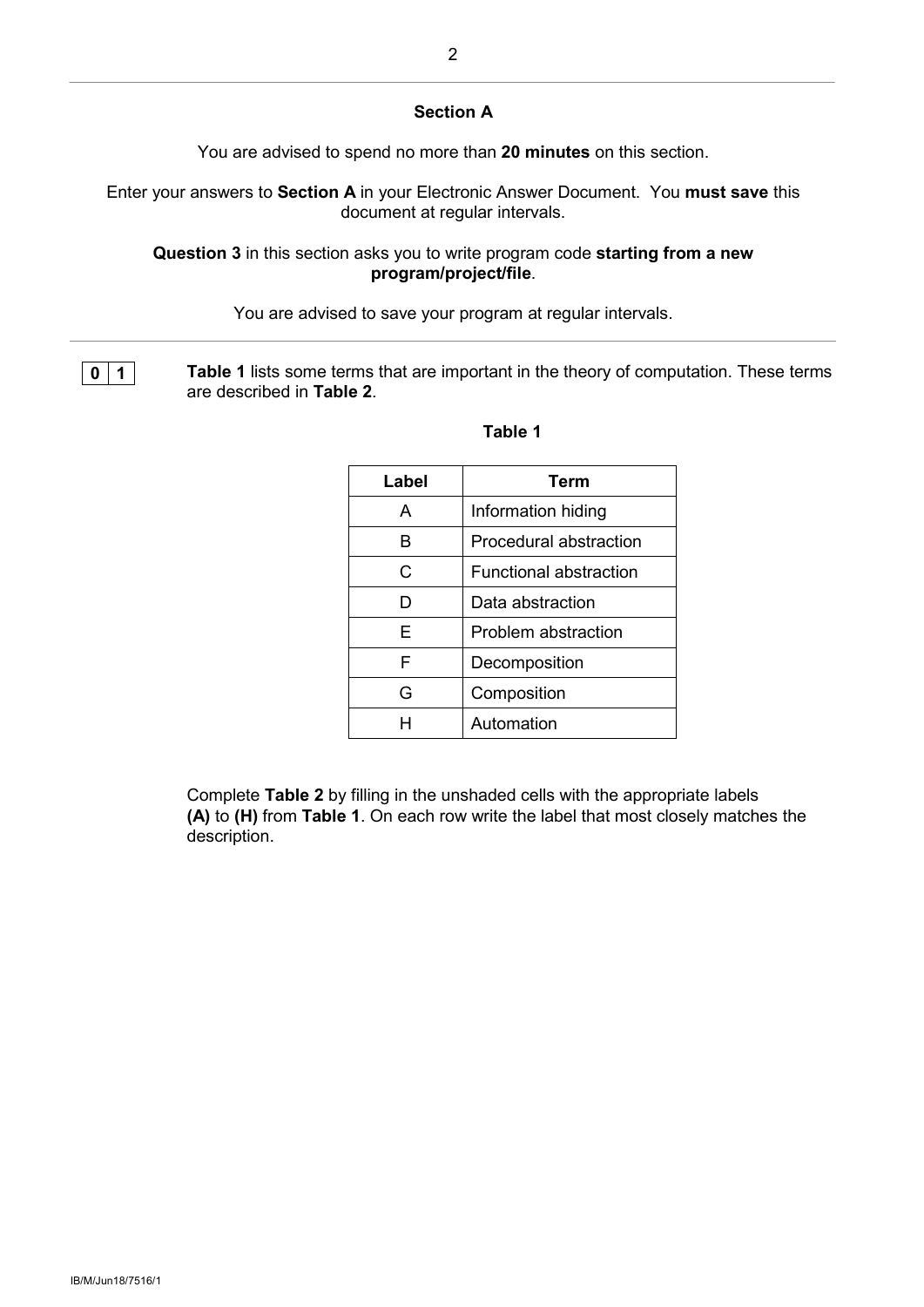## Section A

You are advised to spend no more than **20 minutes** on this section.

Enter your answers to **Section A** in your Electronic Answer Document. You **must save** this document at regular intervals.

**Question 3** in this section asks you to write program code **starting from a new program/project/file**.

You are advised to save your program at regular intervals.

**0 1** **Table 1** lists some terms that are important in the theory of computation. These terms are described in **Table 2**.

**Table 1**

| Label | Term |
|---|---|
| A | Information hiding |
| B | Procedural abstraction |
| C | Functional abstraction |
| D | Data abstraction |
| E | Problem abstraction |
| F | Decomposition |
| G | Composition |
| H | Automation |

Complete **Table 2** by filling in the unshaded cells with the appropriate labels **(A)** to **(H)** from **Table 1**. On each row write the label that most closely matches the description.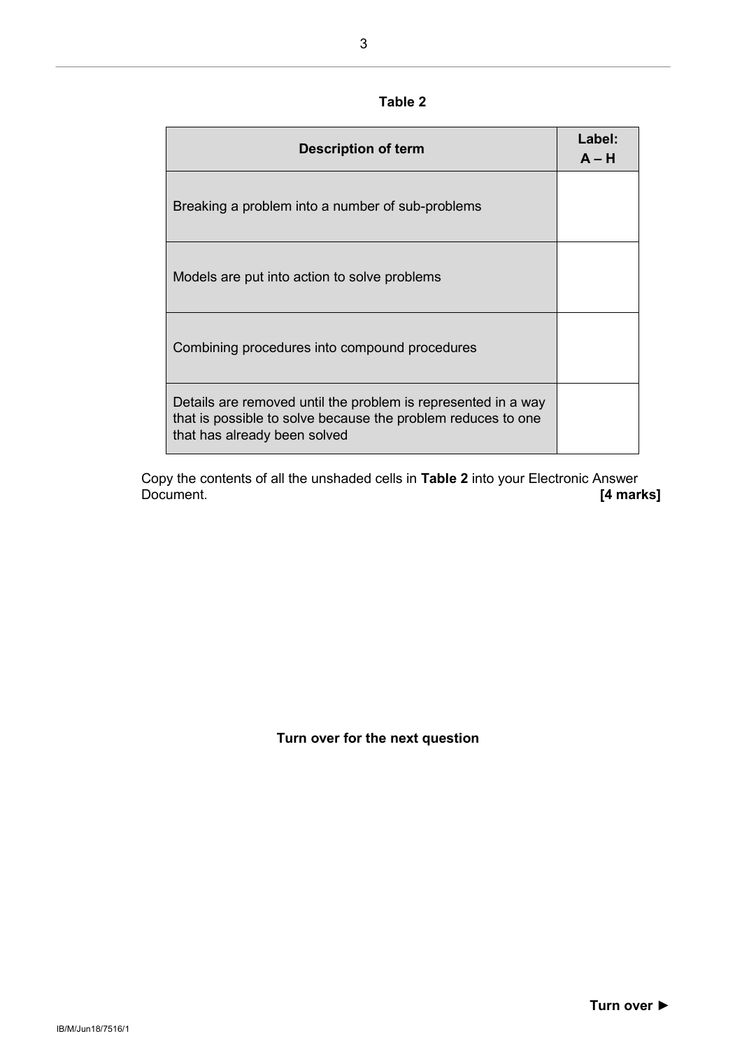**Table 2**

| Description of term | Label: A – H |
|---|---|
| Breaking a problem into a number of sub-problems | |
| Models are put into action to solve problems | |
| Combining procedures into compound procedures | |
| Details are removed until the problem is represented in a way that is possible to solve because the problem reduces to one that has already been solved | |

Copy the contents of all the unshaded cells in **Table 2** into your Electronic Answer Document. **[4 marks]**

**Turn over for the next question**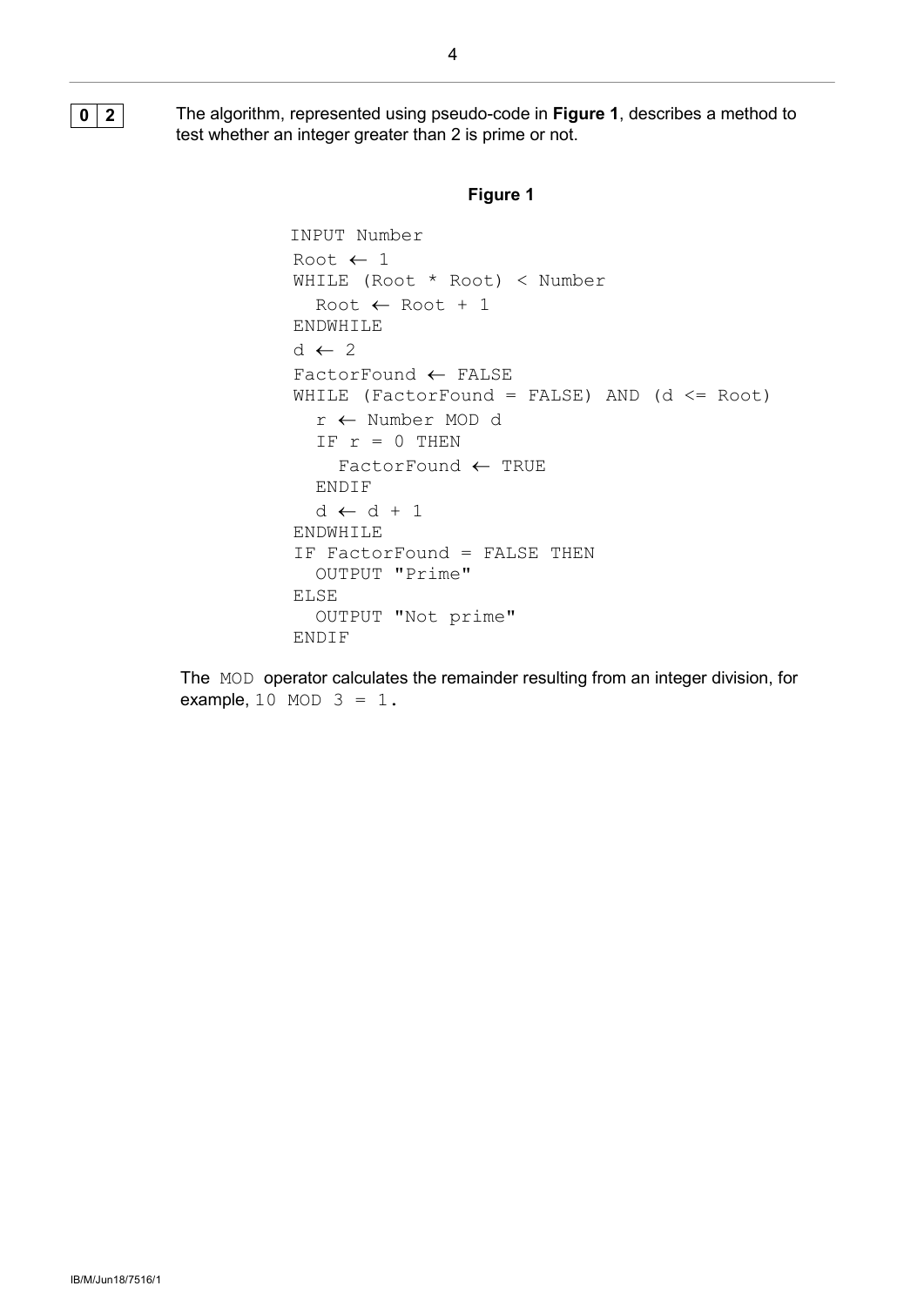**0 2** The algorithm, represented using pseudo-code in **Figure 1**, describes a method to test whether an integer greater than 2 is prime or not.

**Figure 1**

```
INPUT Number
Root ← 1
WHILE (Root * Root) < Number
  Root ← Root + 1
ENDWHILE
d ← 2
FactorFound ← FALSE
WHILE (FactorFound = FALSE) AND (d <= Root)
  r ← Number MOD d
  IF r = 0 THEN
    FactorFound ← TRUE
  ENDIF
  d ← d + 1
ENDWHILE
IF FactorFound = FALSE THEN
  OUTPUT "Prime"
ELSE
  OUTPUT "Not prime"
ENDIF
```

The `MOD` operator calculates the remainder resulting from an integer division, for example, `10 MOD 3 = 1`.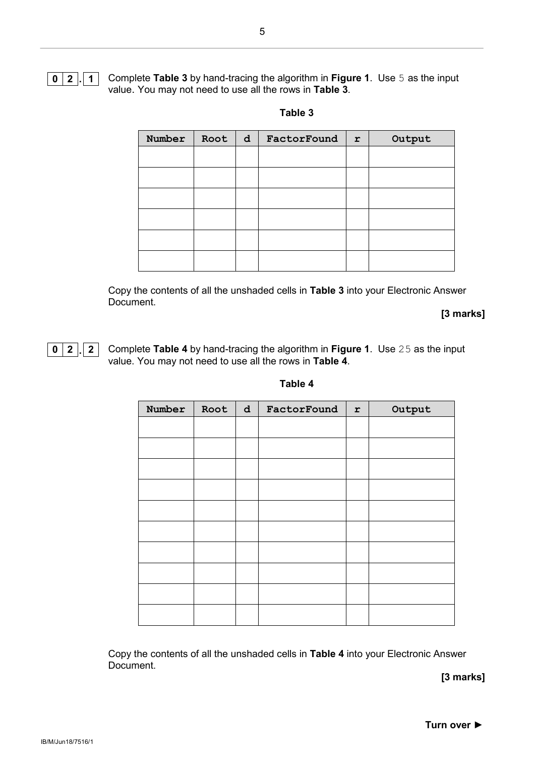**0 2 . 1** Complete **Table 3** by hand-tracing the algorithm in **Figure 1**. Use 5 as the input value. You may not need to use all the rows in **Table 3**.

**Table 3**

| Number | Root | d | FactorFound | r | Output |
|---|---|---|---|---|---|
| | | | | | |
| | | | | | |
| | | | | | |
| | | | | | |
| | | | | | |
| | | | | | |

Copy the contents of all the unshaded cells in **Table 3** into your Electronic Answer Document.

**[3 marks]**

**0 2 . 2** Complete **Table 4** by hand-tracing the algorithm in **Figure 1**. Use 25 as the input value. You may not need to use all the rows in **Table 4**.

**Table 4**

| Number | Root | d | FactorFound | r | Output |
|---|---|---|---|---|---|
| | | | | | |
| | | | | | |
| | | | | | |
| | | | | | |
| | | | | | |
| | | | | | |
| | | | | | |
| | | | | | |
| | | | | | |
| | | | | | |

Copy the contents of all the unshaded cells in **Table 4** into your Electronic Answer Document.

**[3 marks]**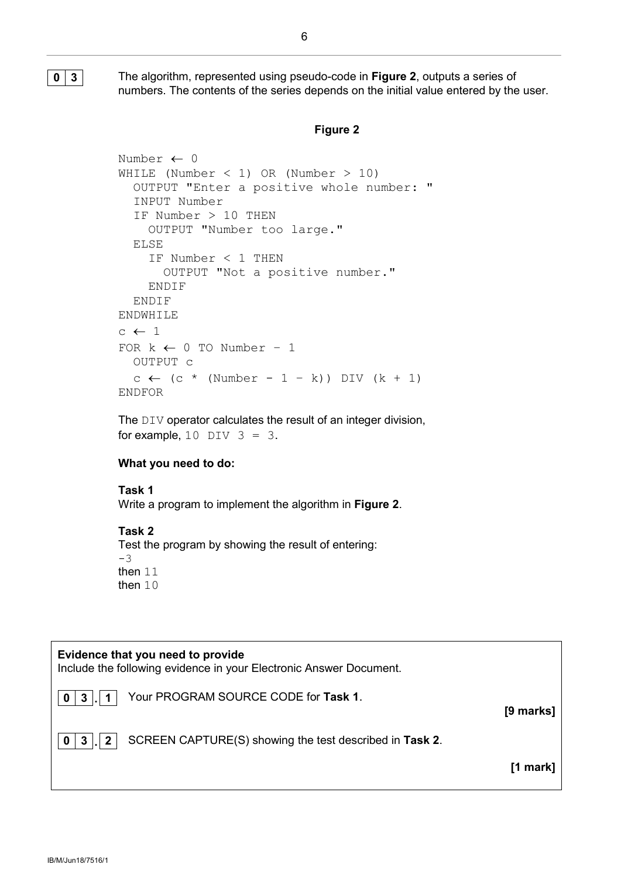**0 3** The algorithm, represented using pseudo-code in **Figure 2**, outputs a series of numbers. The contents of the series depends on the initial value entered by the user.

**Figure 2**

```
Number ← 0
WHILE (Number < 1) OR (Number > 10)
  OUTPUT "Enter a positive whole number: "
  INPUT Number
  IF Number > 10 THEN
    OUTPUT "Number too large."
  ELSE
    IF Number < 1 THEN
      OUTPUT "Not a positive number."
    ENDIF
  ENDIF
ENDWHILE
c ← 1
FOR k ← 0 TO Number – 1
  OUTPUT c
  c ← (c * (Number - 1 – k)) DIV (k + 1)
ENDFOR
```

The `DIV` operator calculates the result of an integer division, for example, `10 DIV 3 = 3`.

**What you need to do:**

**Task 1**
Write a program to implement the algorithm in **Figure 2**.

**Task 2**
Test the program by showing the result of entering:
`-3`
then `11`
then `10`

**Evidence that you need to provide**
Include the following evidence in your Electronic Answer Document.

**0 3 . 1** Your PROGRAM SOURCE CODE for **Task 1**. **[9 marks]**

**0 3 . 2** SCREEN CAPTURE(S) showing the test described in **Task 2**. **[1 mark]**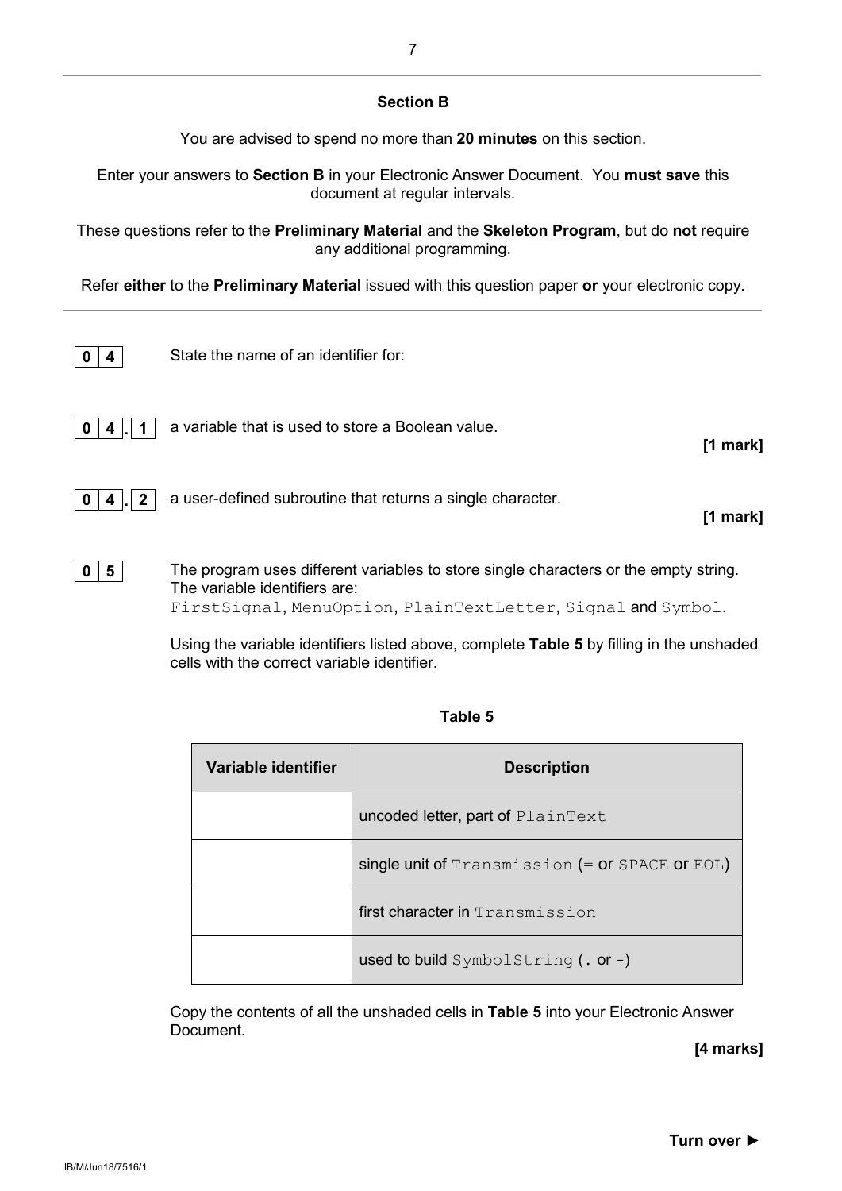## Section B

You are advised to spend no more than **20 minutes** on this section.

Enter your answers to **Section B** in your Electronic Answer Document. You **must save** this document at regular intervals.

These questions refer to the **Preliminary Material** and the **Skeleton Program**, but do **not** require any additional programming.

Refer **either** to the **Preliminary Material** issued with this question paper **or** your electronic copy.

---

**0 4** State the name of an identifier for:

**0 4 . 1** a variable that is used to store a Boolean value.

**[1 mark]**

**0 4 . 2** a user-defined subroutine that returns a single character.

**[1 mark]**

**0 5** The program uses different variables to store single characters or the empty string. The variable identifiers are:
`FirstSignal`, `MenuOption`, `PlainTextLetter`, `Signal` and `Symbol`.

Using the variable identifiers listed above, complete **Table 5** by filling in the unshaded cells with the correct variable identifier.

**Table 5**

| Variable identifier | Description |
| --- | --- |
| | uncoded letter, part of `PlainText` |
| | single unit of `Transmission` (= or `SPACE` or `EOL`) |
| | first character in `Transmission` |
| | used to build `SymbolString` (. or -) |

Copy the contents of all the unshaded cells in **Table 5** into your Electronic Answer Document.

**[4 marks]**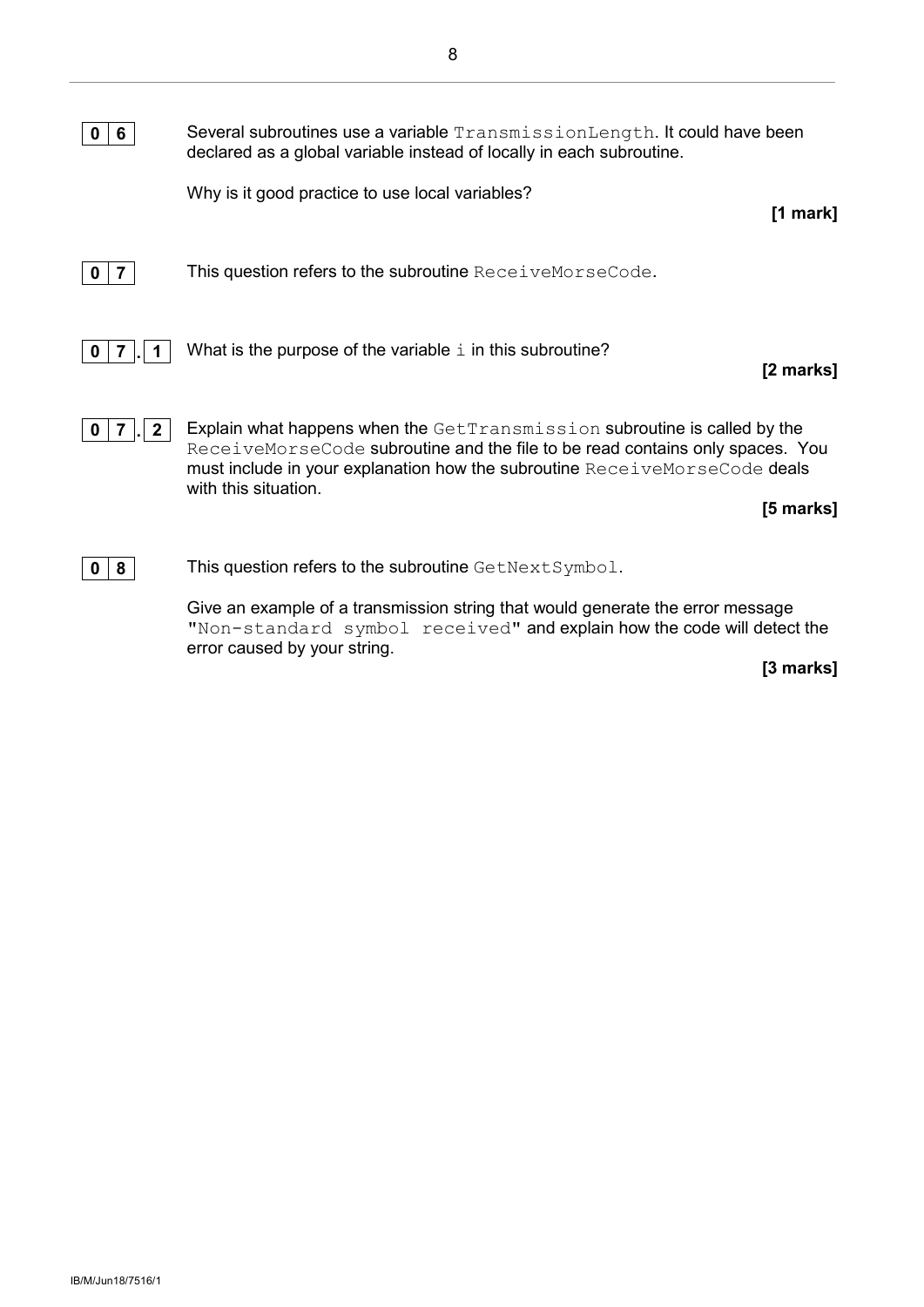**0 6** Several subroutines use a variable `TransmissionLength`. It could have been declared as a global variable instead of locally in each subroutine.

Why is it good practice to use local variables?

**[1 mark]**

**0 7** This question refers to the subroutine `ReceiveMorseCode`.

**0 7 . 1** What is the purpose of the variable `i` in this subroutine?

**[2 marks]**

**0 7 . 2** Explain what happens when the `GetTransmission` subroutine is called by the `ReceiveMorseCode` subroutine and the file to be read contains only spaces. You must include in your explanation how the subroutine `ReceiveMorseCode` deals with this situation.

**[5 marks]**

**0 8** This question refers to the subroutine `GetNextSymbol`.

Give an example of a transmission string that would generate the error message "`Non-standard symbol received`" and explain how the code will detect the error caused by your string.

**[3 marks]**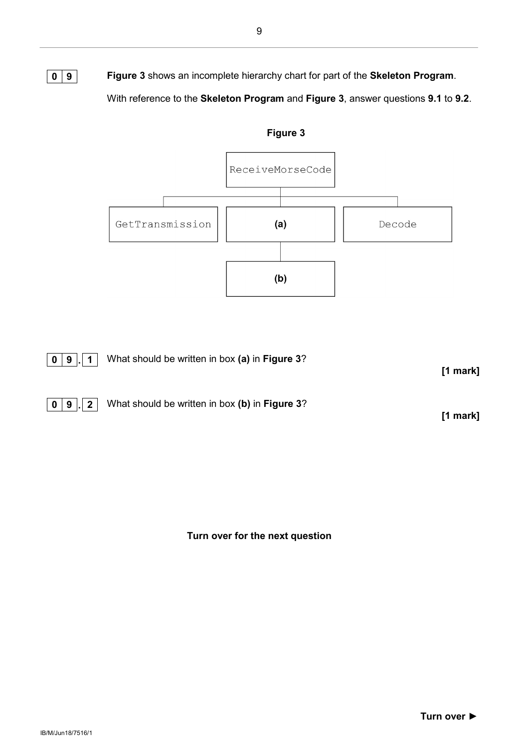**0 9** **Figure 3** shows an incomplete hierarchy chart for part of the **Skeleton Program**.

With reference to the **Skeleton Program** and **Figure 3**, answer questions **9.1** to **9.2**.

**Figure 3**

```
                    ReceiveMorseCode
                           |
        ------------------------------------------
        |                  |                     |
  GetTransmission         (a)                 Decode
                           |
                          (b)
```

**0 9 . 1** What should be written in box **(a)** in **Figure 3**?

**[1 mark]**

**0 9 . 2** What should be written in box **(b)** in **Figure 3**?

**[1 mark]**

**Turn over for the next question**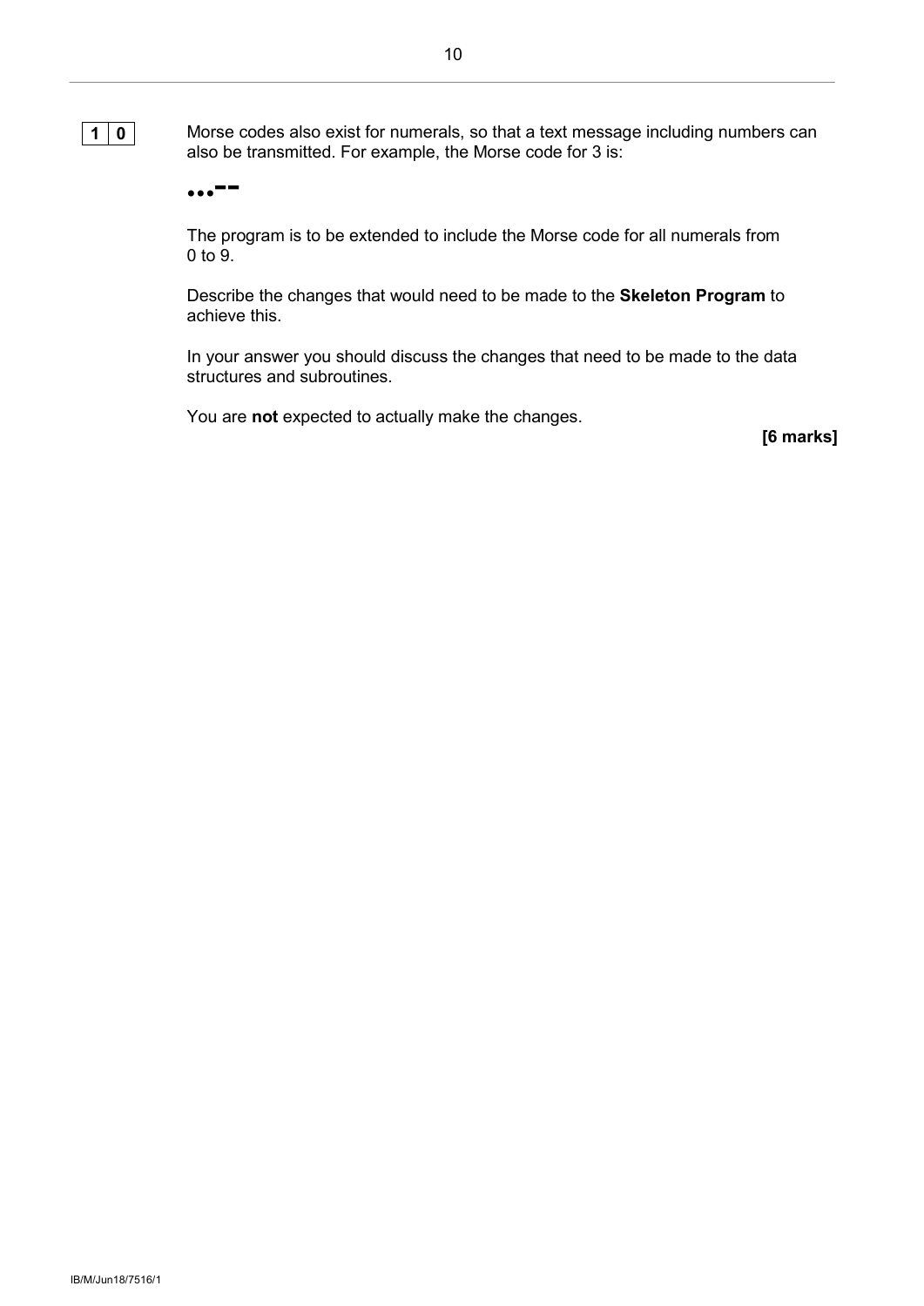**1 0** Morse codes also exist for numerals, so that a text message including numbers can also be transmitted. For example, the Morse code for 3 is:

**•••--**

The program is to be extended to include the Morse code for all numerals from 0 to 9.

Describe the changes that would need to be made to the **Skeleton Program** to achieve this.

In your answer you should discuss the changes that need to be made to the data structures and subroutines.

You are **not** expected to actually make the changes.

**[6 marks]**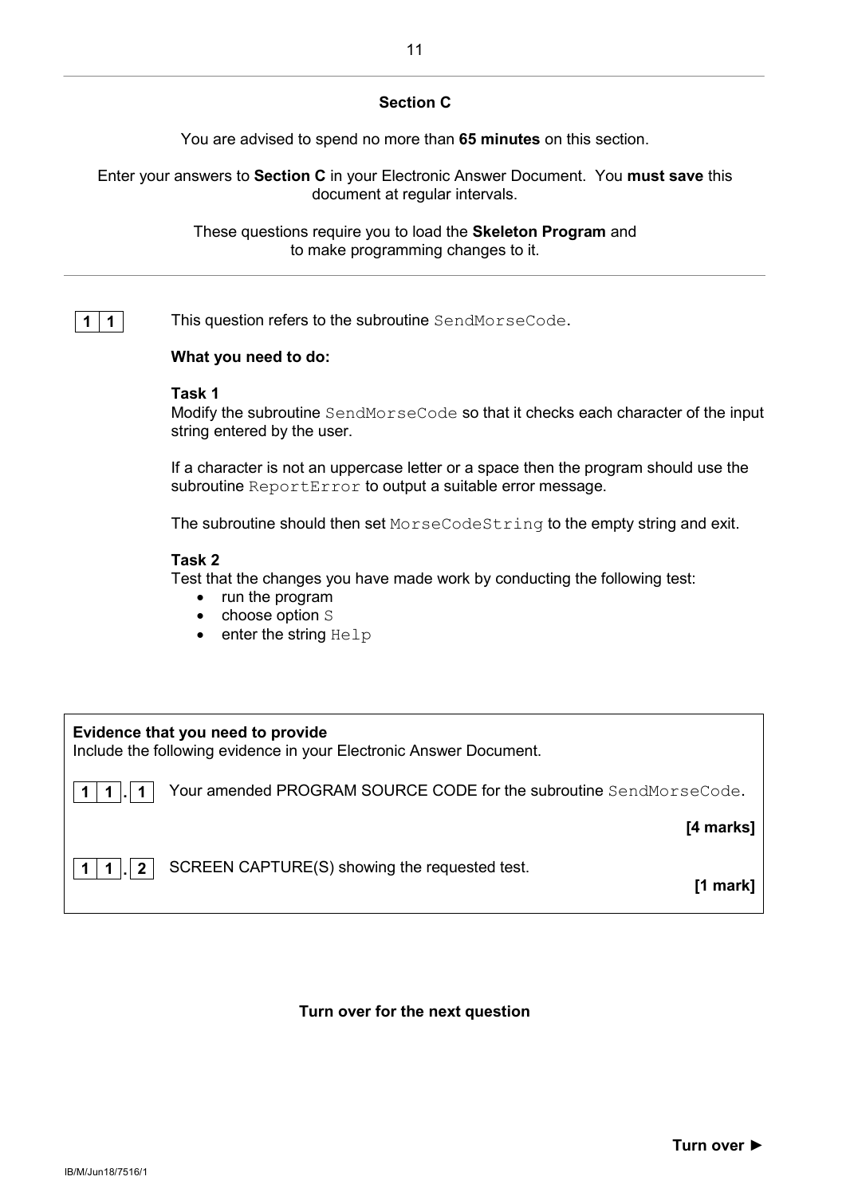## Section C

You are advised to spend no more than **65 minutes** on this section.

Enter your answers to **Section C** in your Electronic Answer Document. You **must save** this document at regular intervals.

These questions require you to load the **Skeleton Program** and to make programming changes to it.

---

**1 1** This question refers to the subroutine `SendMorseCode`.

**What you need to do:**

**Task 1**

Modify the subroutine `SendMorseCode` so that it checks each character of the input string entered by the user.

If a character is not an uppercase letter or a space then the program should use the subroutine `ReportError` to output a suitable error message.

The subroutine should then set `MorseCodeString` to the empty string and exit.

**Task 2**

Test that the changes you have made work by conducting the following test:

- run the program
- choose option `S`
- enter the string `Help`

---

**Evidence that you need to provide**

Include the following evidence in your Electronic Answer Document.

**1 1 . 1** Your amended PROGRAM SOURCE CODE for the subroutine `SendMorseCode`.

**[4 marks]**

**1 1 . 2** SCREEN CAPTURE(S) showing the requested test.

**[1 mark]**

---

**Turn over for the next question**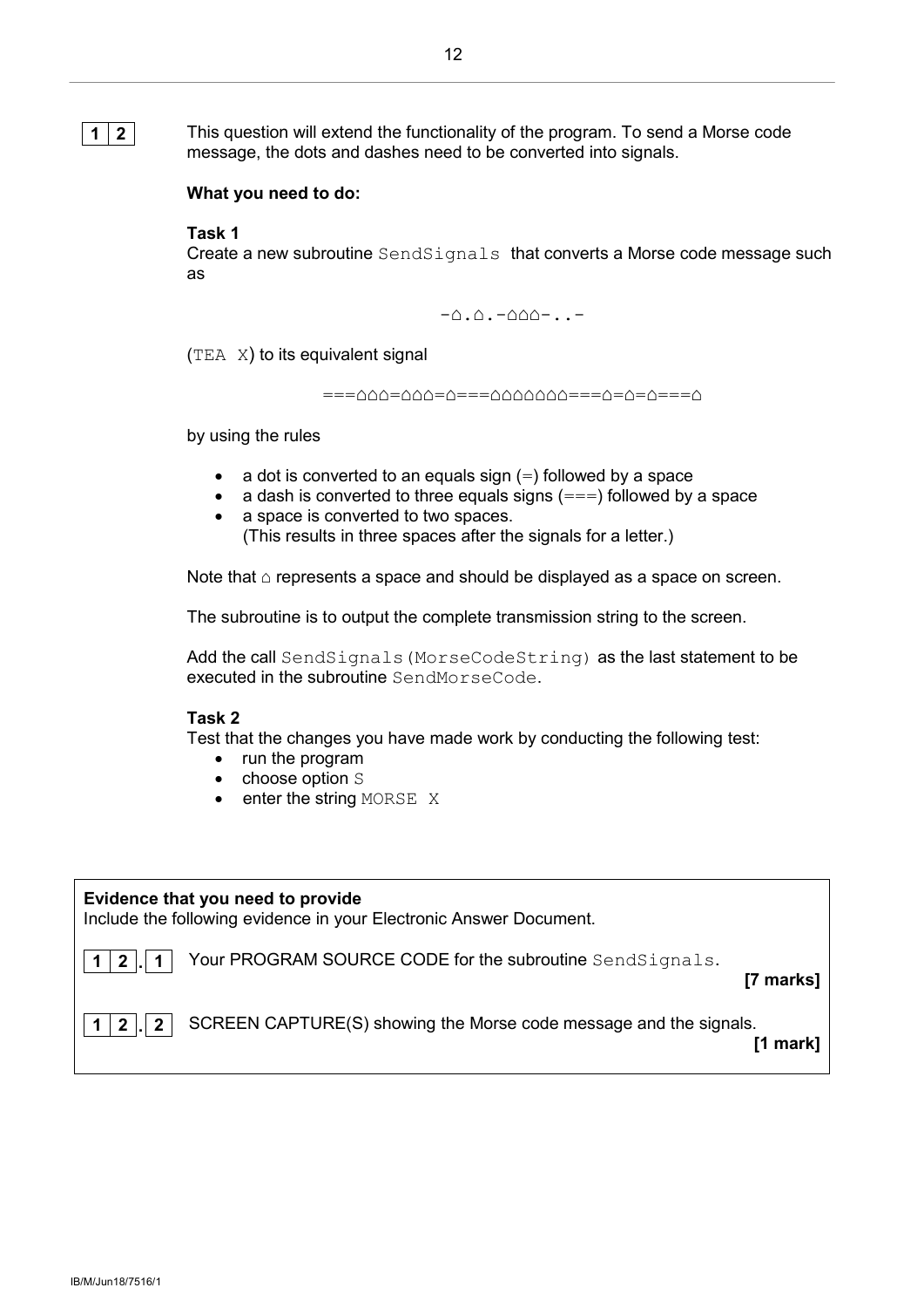**1 2** This question will extend the functionality of the program. To send a Morse code message, the dots and dashes need to be converted into signals.

**What you need to do:**

**Task 1**

Create a new subroutine `SendSignals` that converts a Morse code message such as

-⌂.⌂.-⌂⌂⌂-..-

(`TEA X`) to its equivalent signal

===⌂⌂⌂=⌂⌂⌂=⌂===⌂⌂⌂⌂⌂⌂⌂===⌂=⌂=⌂===⌂

by using the rules

- a dot is converted to an equals sign (=) followed by a space
- a dash is converted to three equals signs (===) followed by a space
- a space is converted to two spaces.
  (This results in three spaces after the signals for a letter.)

Note that ⌂ represents a space and should be displayed as a space on screen.

The subroutine is to output the complete transmission string to the screen.

Add the call `SendSignals(MorseCodeString)` as the last statement to be executed in the subroutine `SendMorseCode`.

**Task 2**

Test that the changes you have made work by conducting the following test:

- run the program
- choose option `S`
- enter the string `MORSE X`

**Evidence that you need to provide**

Include the following evidence in your Electronic Answer Document.

**1 2 . 1** Your PROGRAM SOURCE CODE for the subroutine `SendSignals`. **[7 marks]**

**1 2 . 2** SCREEN CAPTURE(S) showing the Morse code message and the signals. **[1 mark]**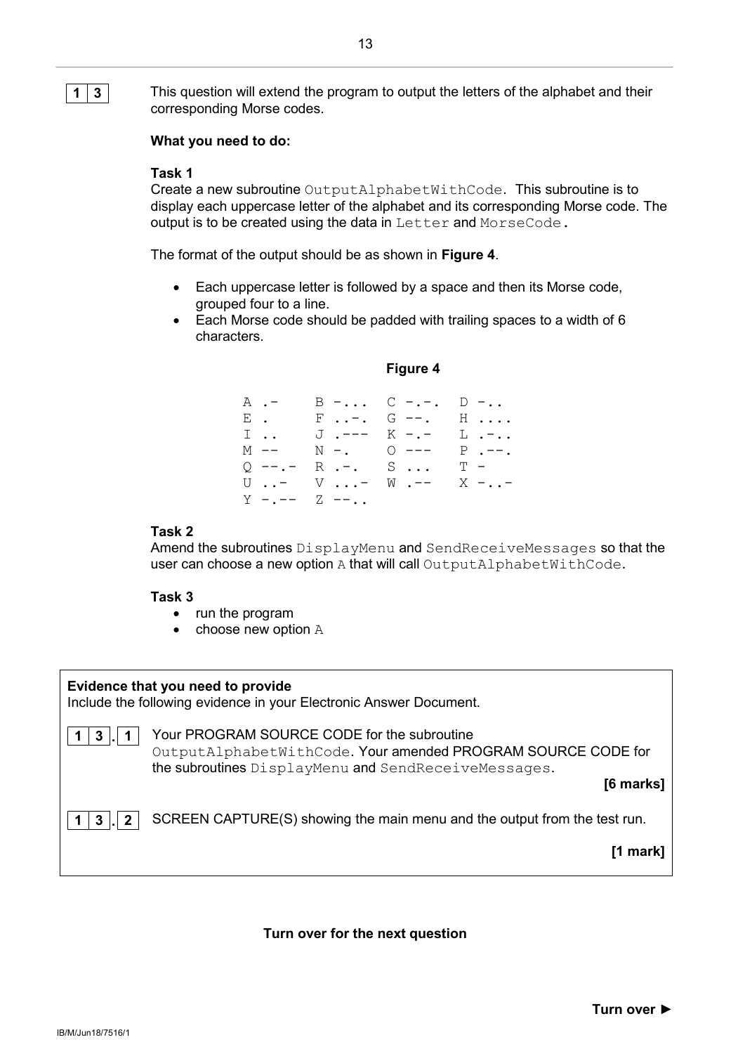**1 3** This question will extend the program to output the letters of the alphabet and their corresponding Morse codes.

**What you need to do:**

**Task 1**

Create a new subroutine `OutputAlphabetWithCode`. This subroutine is to display each uppercase letter of the alphabet and its corresponding Morse code. The output is to be created using the data in `Letter` and `MorseCode`.

The format of the output should be as shown in **Figure 4**.

- Each uppercase letter is followed by a space and then its Morse code, grouped four to a line.
- Each Morse code should be padded with trailing spaces to a width of 6 characters.

**Figure 4**

```
A .-     B -...   C -.-.   D -..
E .      F ..-.   G --.    H ....
I ..     J .---   K -.-    L .-..
M --     N -.     O ---    P .--.
Q --.-   R .-.    S ...    T -
U ..-    V ...-   W .--    X -..-
Y -.--   Z --..
```

**Task 2**

Amend the subroutines `DisplayMenu` and `SendReceiveMessages` so that the user can choose a new option `A` that will call `OutputAlphabetWithCode`.

**Task 3**

- run the program
- choose new option `A`

**Evidence that you need to provide**

Include the following evidence in your Electronic Answer Document.

**1 3 . 1** Your PROGRAM SOURCE CODE for the subroutine `OutputAlphabetWithCode`. Your amended PROGRAM SOURCE CODE for the subroutines `DisplayMenu` and `SendReceiveMessages`.

**[6 marks]**

**1 3 . 2** SCREEN CAPTURE(S) showing the main menu and the output from the test run.

**[1 mark]**

**Turn over for the next question**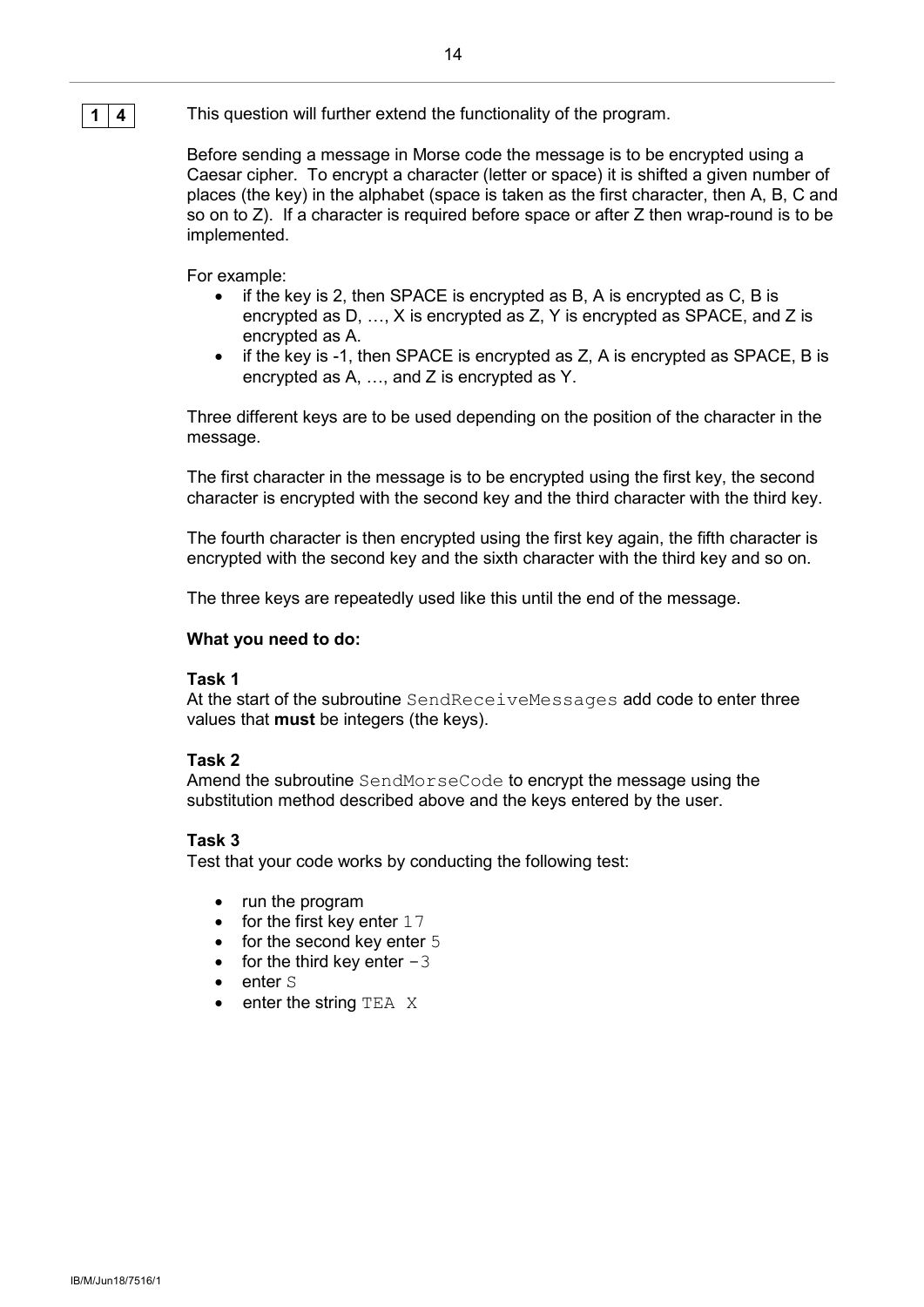**1 4** This question will further extend the functionality of the program.

Before sending a message in Morse code the message is to be encrypted using a Caesar cipher. To encrypt a character (letter or space) it is shifted a given number of places (the key) in the alphabet (space is taken as the first character, then A, B, C and so on to Z). If a character is required before space or after Z then wrap-round is to be implemented.

For example:

- if the key is 2, then SPACE is encrypted as B, A is encrypted as C, B is encrypted as D, …, X is encrypted as Z, Y is encrypted as SPACE, and Z is encrypted as A.
- if the key is -1, then SPACE is encrypted as Z, A is encrypted as SPACE, B is encrypted as A, …, and Z is encrypted as Y.

Three different keys are to be used depending on the position of the character in the message.

The first character in the message is to be encrypted using the first key, the second character is encrypted with the second key and the third character with the third key.

The fourth character is then encrypted using the first key again, the fifth character is encrypted with the second key and the sixth character with the third key and so on.

The three keys are repeatedly used like this until the end of the message.

**What you need to do:**

**Task 1**
At the start of the subroutine `SendReceiveMessages` add code to enter three values that **must** be integers (the keys).

**Task 2**
Amend the subroutine `SendMorseCode` to encrypt the message using the substitution method described above and the keys entered by the user.

**Task 3**
Test that your code works by conducting the following test:

- run the program
- for the first key enter `17`
- for the second key enter `5`
- for the third key enter `-3`
- enter `S`
- enter the string `TEA X`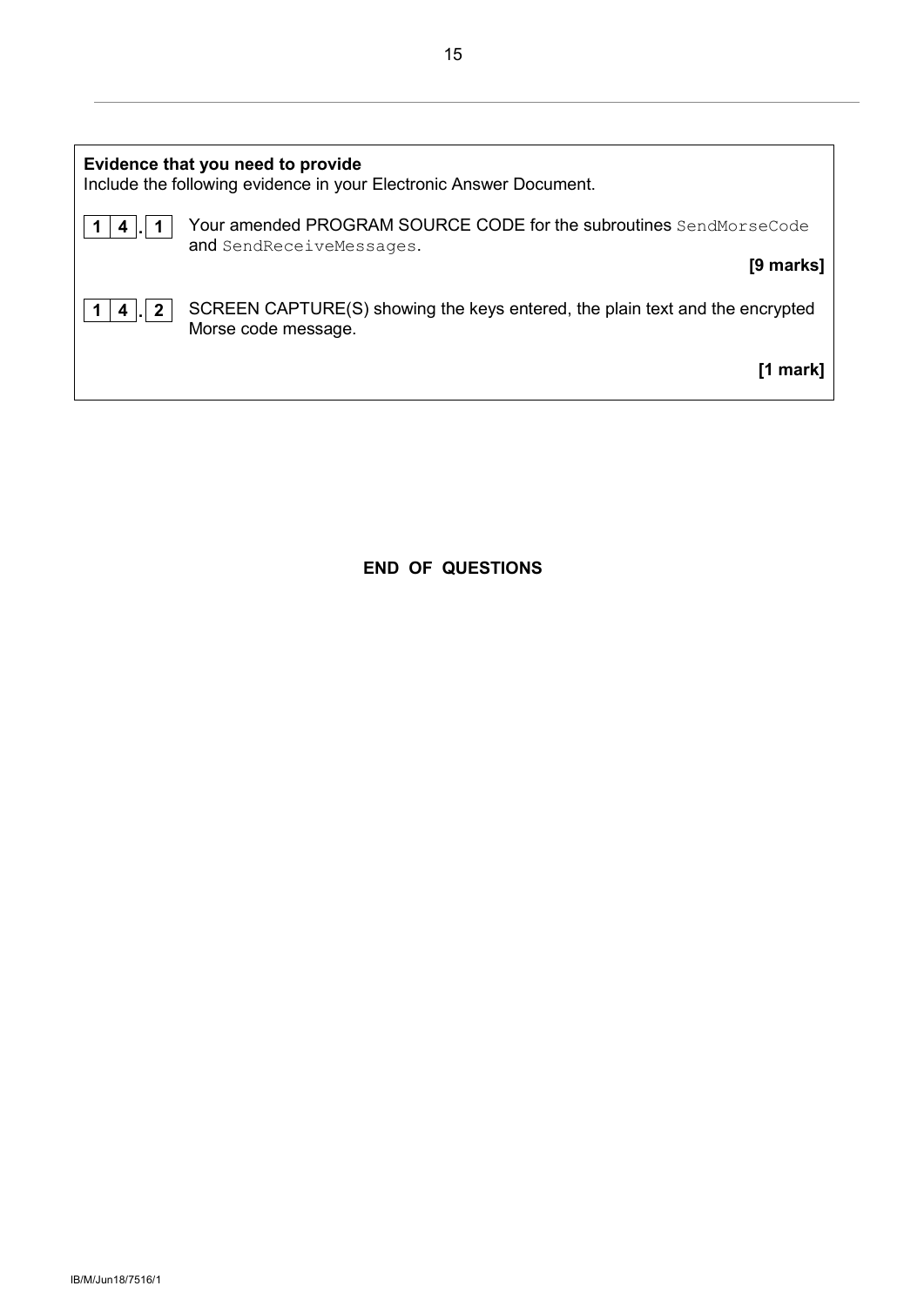**Evidence that you need to provide**

Include the following evidence in your Electronic Answer Document.

**14.1** Your amended PROGRAM SOURCE CODE for the subroutines `SendMorseCode` and `SendReceiveMessages`.

**[9 marks]**

**14.2** SCREEN CAPTURE(S) showing the keys entered, the plain text and the encrypted Morse code message.

**[1 mark]**

**END OF QUESTIONS**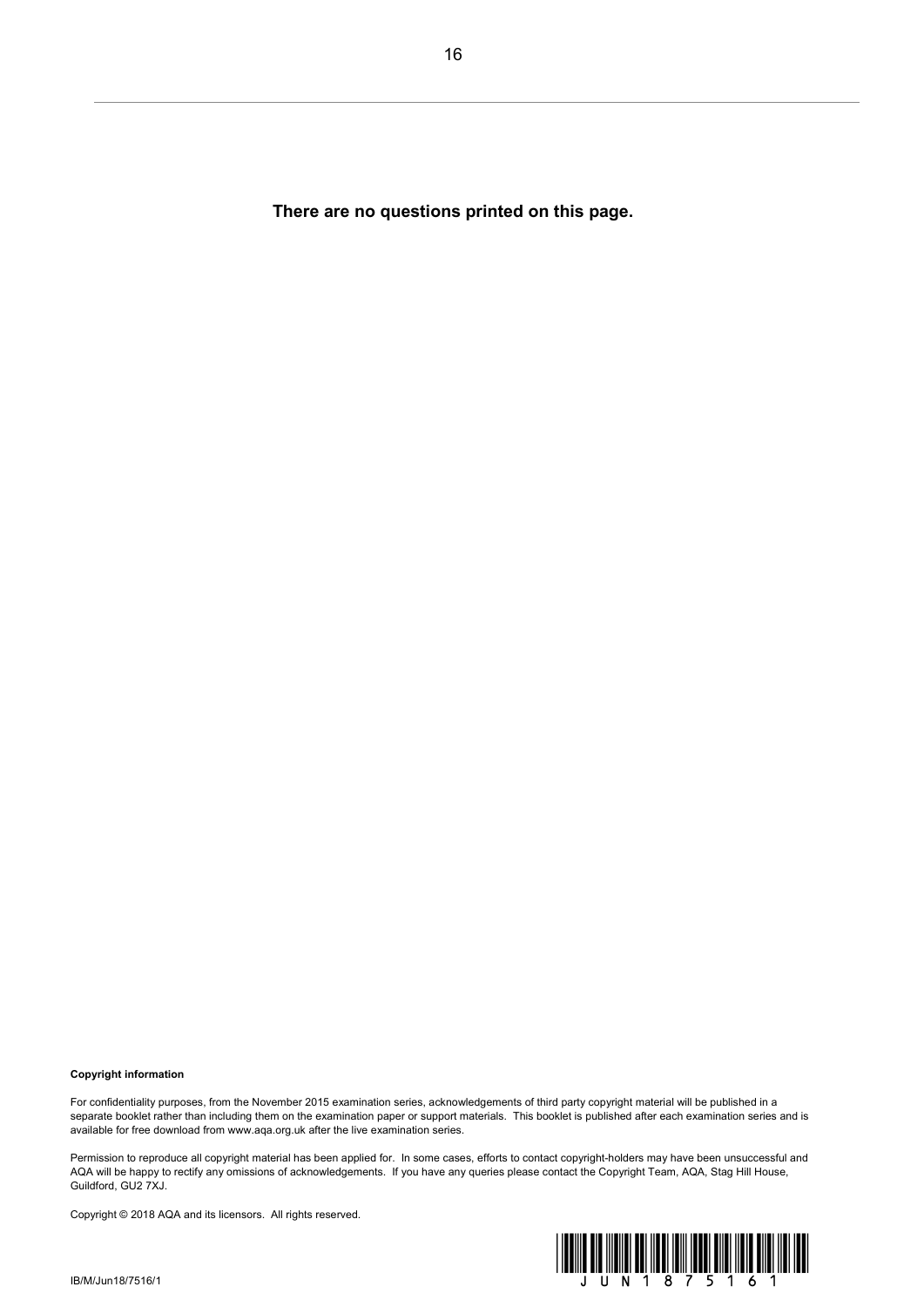**There are no questions printed on this page.**

**Copyright information**

For confidentiality purposes, from the November 2015 examination series, acknowledgements of third party copyright material will be published in a separate booklet rather than including them on the examination paper or support materials. This booklet is published after each examination series and is available for free download from www.aqa.org.uk after the live examination series.

Permission to reproduce all copyright material has been applied for. In some cases, efforts to contact copyright-holders may have been unsuccessful and AQA will be happy to rectify any omissions of acknowledgements. If you have any queries please contact the Copyright Team, AQA, Stag Hill House, Guildford, GU2 7XJ.

Copyright © 2018 AQA and its licensors. All rights reserved.

IB/M/Jun18/7516/1